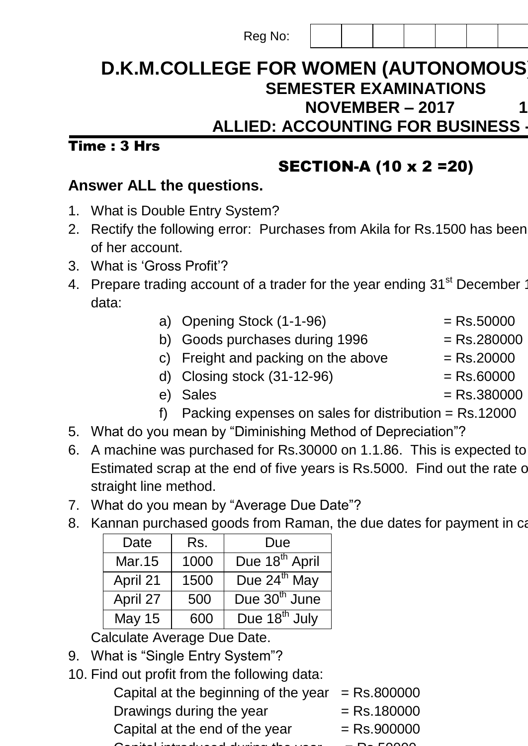Reg No: | | | | | | | |

# D.K.M.COLLEGE FOR WOMEN (AUTONOMOUS)

## SEMESTER EXAMINATIONS

## NOVEMBER – 2017 1

## ALLIED: ACCOUNTING FOR BUSINESS -

**Time : 3 Hrs**

### SECTION-A (10 x 2 =20)

**Answer ALL the questions.**

1. What is Double Entry System?
2. Rectify the following error: Purchases from Akila for Rs.1500 has been of her account.
3. What is 'Gross Profit'?
4. Prepare trading account of a trader for the year ending 31st December 1 data:
   a) Opening Stock (1-1-96) = Rs.50000
   b) Goods purchases during 1996 = Rs.280000
   c) Freight and packing on the above = Rs.20000
   d) Closing stock (31-12-96) = Rs.60000
   e) Sales = Rs.380000
   f) Packing expenses on sales for distribution = Rs.12000
5. What do you mean by "Diminishing Method of Depreciation"?
6. A machine was purchased for Rs.30000 on 1.1.86. This is expected to Estimated scrap at the end of five years is Rs.5000. Find out the rate o straight line method.
7. What do you mean by "Average Due Date"?
8. Kannan purchased goods from Raman, the due dates for payment in ca

| Date | Rs. | Due |
|---|---|---|
| Mar.15 | 1000 | Due 18th April |
| April 21 | 1500 | Due 24th May |
| April 27 | 500 | Due 30th June |
| May 15 | 600 | Due 18th July |

   Calculate Average Due Date.

9. What is "Single Entry System"?
10. Find out profit from the following data:

    Capital at the beginning of the year = Rs.800000
    Drawings during the year = Rs.180000
    Capital at the end of the year = Rs.900000
    Capital introduced during the year = Rs.50000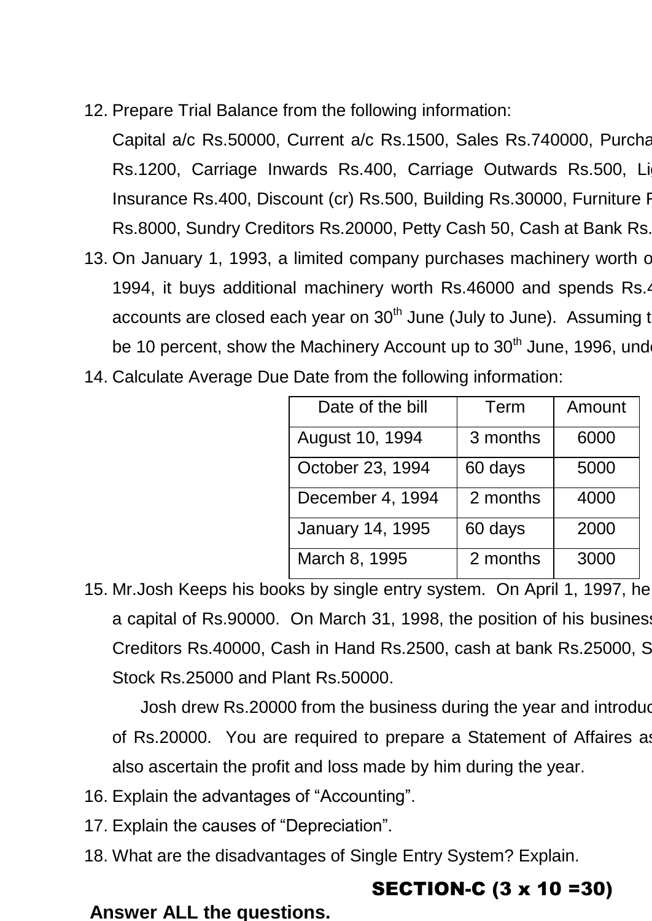12. Prepare Trial Balance from the following information:

    Capital a/c Rs.50000, Current a/c Rs.1500, Sales Rs.740000, Purcha Rs.1200, Carriage Inwards Rs.400, Carriage Outwards Rs.500, Li Insurance Rs.400, Discount (cr) Rs.500, Building Rs.30000, Furniture F Rs.8000, Sundry Creditors Rs.20000, Petty Cash 50, Cash at Bank Rs.

13. On January 1, 1993, a limited company purchases machinery worth o 1994, it buys additional machinery worth Rs.46000 and spends Rs.4 accounts are closed each year on 30th June (July to June). Assuming t be 10 percent, show the Machinery Account up to 30th June, 1996, und

14. Calculate Average Due Date from the following information:

| Date of the bill | Term | Amount |
|---|---|---|
| August 10, 1994 | 3 months | 6000 |
| October 23, 1994 | 60 days | 5000 |
| December 4, 1994 | 2 months | 4000 |
| January 14, 1995 | 60 days | 2000 |
| March 8, 1995 | 2 months | 3000 |

15. Mr.Josh Keeps his books by single entry system. On April 1, 1997, he a capital of Rs.90000. On March 31, 1998, the position of his busines Creditors Rs.40000, Cash in Hand Rs.2500, cash at bank Rs.25000, S Stock Rs.25000 and Plant Rs.50000.

    Josh drew Rs.20000 from the business during the year and introdu of Rs.20000. You are required to prepare a Statement of Affaires a also ascertain the profit and loss made by him during the year.

16. Explain the advantages of "Accounting".

17. Explain the causes of "Depreciation".

18. What are the disadvantages of Single Entry System? Explain.

## SECTION-C (3 x 10 =30)

**Answer ALL the questions.**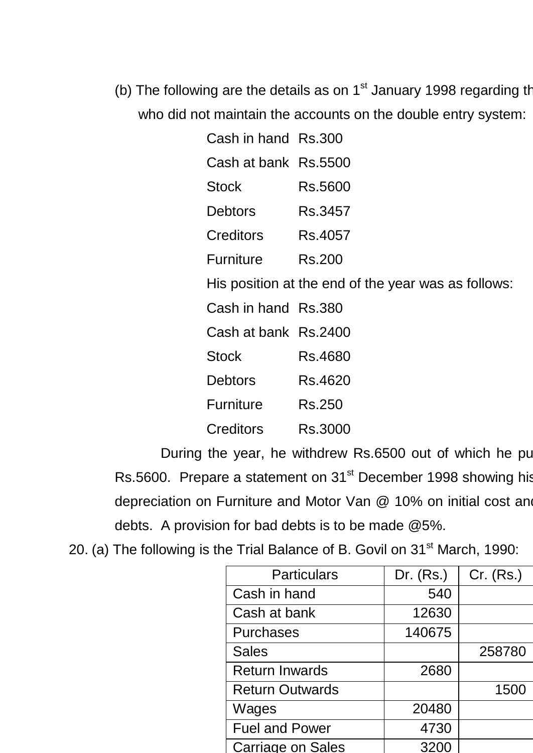(b) The following are the details as on 1st January 1998 regarding th who did not maintain the accounts on the double entry system:

| | |
|---|---|
| Cash in hand | Rs.300 |
| Cash at bank | Rs.5500 |
| Stock | Rs.5600 |
| Debtors | Rs.3457 |
| Creditors | Rs.4057 |
| Furniture | Rs.200 |

His position at the end of the year was as follows:

| | |
|---|---|
| Cash in hand | Rs.380 |
| Cash at bank | Rs.2400 |
| Stock | Rs.4680 |
| Debtors | Rs.4620 |
| Furniture | Rs.250 |
| Creditors | Rs.3000 |

During the year, he withdrew Rs.6500 out of which he pu Rs.5600. Prepare a statement on 31st December 1998 showing his depreciation on Furniture and Motor Van @ 10% on initial cost and debts. A provision for bad debts is to be made @5%.

20. (a) The following is the Trial Balance of B. Govil on 31st March, 1990:

| Particulars | Dr. (Rs.) | Cr. (Rs.) |
|---|---|---|
| Cash in hand | 540 | |
| Cash at bank | 12630 | |
| Purchases | 140675 | |
| Sales | | 258780 |
| Return Inwards | 2680 | |
| Return Outwards | | 1500 |
| Wages | 20480 | |
| Fuel and Power | 4730 | |
| Carriage on Sales | 3200 | |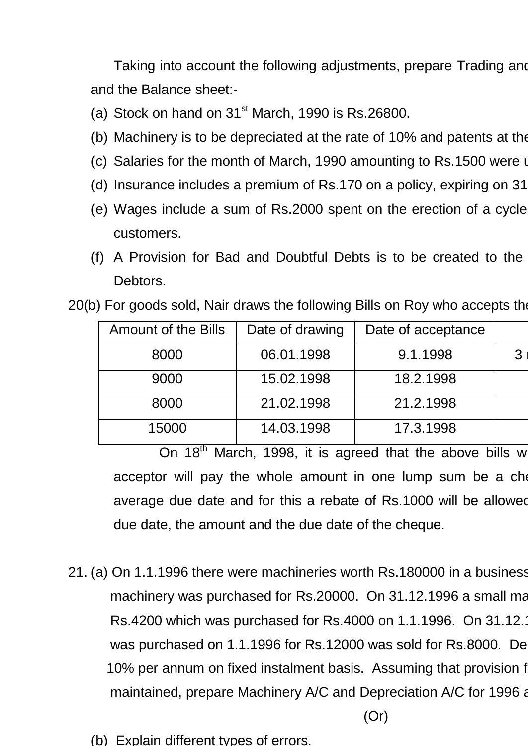Taking into account the following adjustments, prepare Trading and

and the Balance sheet:-

(a) Stock on hand on 31st March, 1990 is Rs.26800.

(b) Machinery is to be depreciated at the rate of 10% and patents at the

(c) Salaries for the month of March, 1990 amounting to Rs.1500 were u

(d) Insurance includes a premium of Rs.170 on a policy, expiring on 31

(e) Wages include a sum of Rs.2000 spent on the erection of a cycle customers.

(f) A Provision for Bad and Doubtful Debts is to be created to the Debtors.

20(b) For goods sold, Nair draws the following Bills on Roy who accepts the

| Amount of the Bills | Date of drawing | Date of acceptance | |
|---|---|---|---|
| 8000 | 06.01.1998 | 9.1.1998 | 3 r |
| 9000 | 15.02.1998 | 18.2.1998 | |
| 8000 | 21.02.1998 | 21.2.1998 | |
| 15000 | 14.03.1998 | 17.3.1998 | |

On 18th March, 1998, it is agreed that the above bills wi acceptor will pay the whole amount in one lump sum be a che average due date and for this a rebate of Rs.1000 will be allowed due date, the amount and the due date of the cheque.

21. (a) On 1.1.1996 there were machineries worth Rs.180000 in a business machinery was purchased for Rs.20000. On 31.12.1996 a small ma Rs.4200 which was purchased for Rs.4000 on 1.1.1996. On 31.12.1 was purchased on 1.1.1996 for Rs.12000 was sold for Rs.8000. De 10% per annum on fixed instalment basis. Assuming that provision f maintained, prepare Machinery A/C and Depreciation A/C for 1996 a

(Or)

(b) Explain different types of errors.